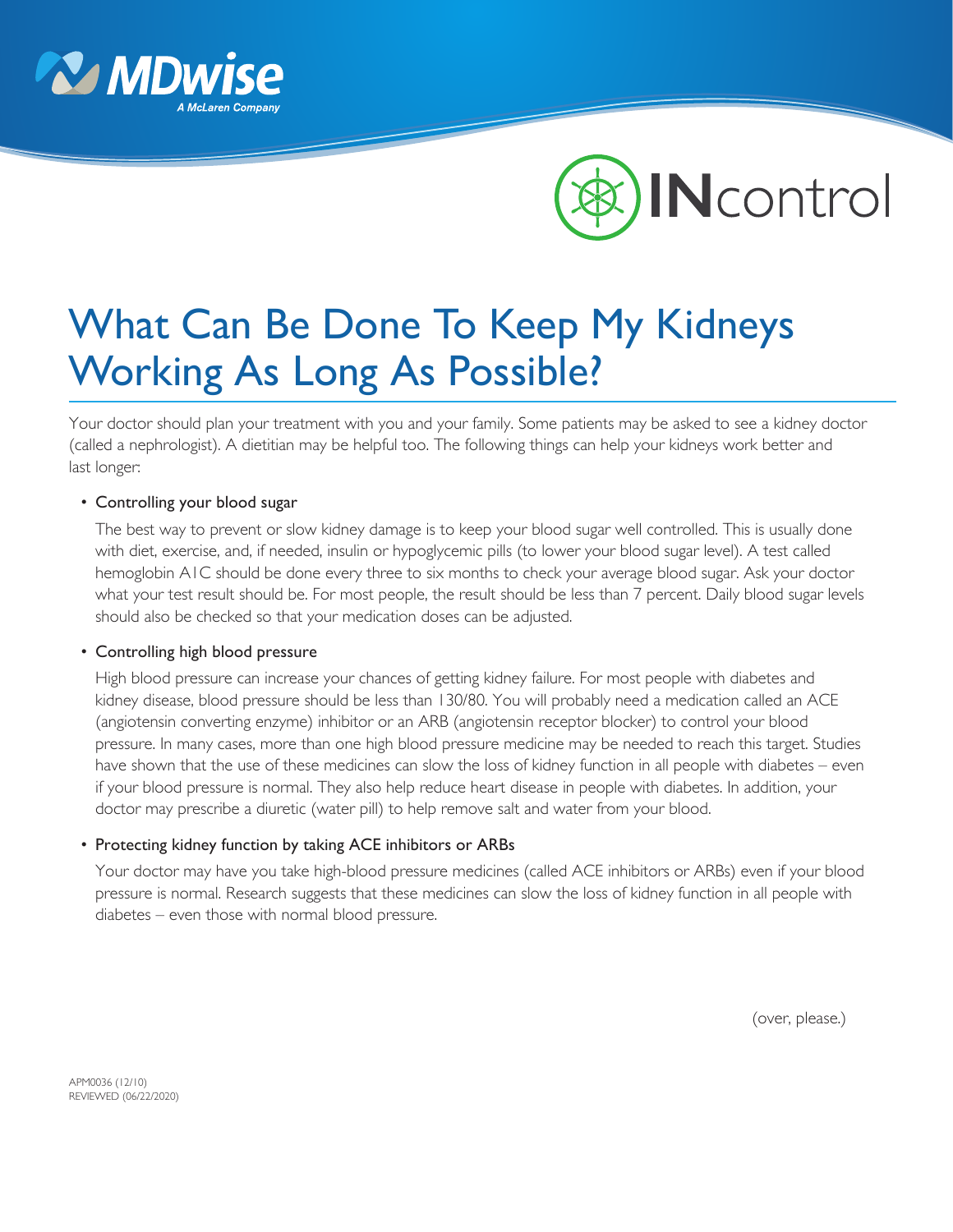MDwise
A McLaren Company

INcontrol

# What Can Be Done To Keep My Kidneys Working As Long As Possible?

Your doctor should plan your treatment with you and your family. Some patients may be asked to see a kidney doctor (called a nephrologist). A dietitian may be helpful too. The following things can help your kidneys work better and last longer:

- Controlling your blood sugar

  The best way to prevent or slow kidney damage is to keep your blood sugar well controlled. This is usually done with diet, exercise, and, if needed, insulin or hypoglycemic pills (to lower your blood sugar level). A test called hemoglobin A1C should be done every three to six months to check your average blood sugar. Ask your doctor what your test result should be. For most people, the result should be less than 7 percent. Daily blood sugar levels should also be checked so that your medication doses can be adjusted.

- Controlling high blood pressure

  High blood pressure can increase your chances of getting kidney failure. For most people with diabetes and kidney disease, blood pressure should be less than 130/80. You will probably need a medication called an ACE (angiotensin converting enzyme) inhibitor or an ARB (angiotensin receptor blocker) to control your blood pressure. In many cases, more than one high blood pressure medicine may be needed to reach this target. Studies have shown that the use of these medicines can slow the loss of kidney function in all people with diabetes – even if your blood pressure is normal. They also help reduce heart disease in people with diabetes. In addition, your doctor may prescribe a diuretic (water pill) to help remove salt and water from your blood.

- Protecting kidney function by taking ACE inhibitors or ARBs

  Your doctor may have you take high-blood pressure medicines (called ACE inhibitors or ARBs) even if your blood pressure is normal. Research suggests that these medicines can slow the loss of kidney function in all people with diabetes – even those with normal blood pressure.

(over, please.)

APM0036 (12/10)
REVIEWED (06/22/2020)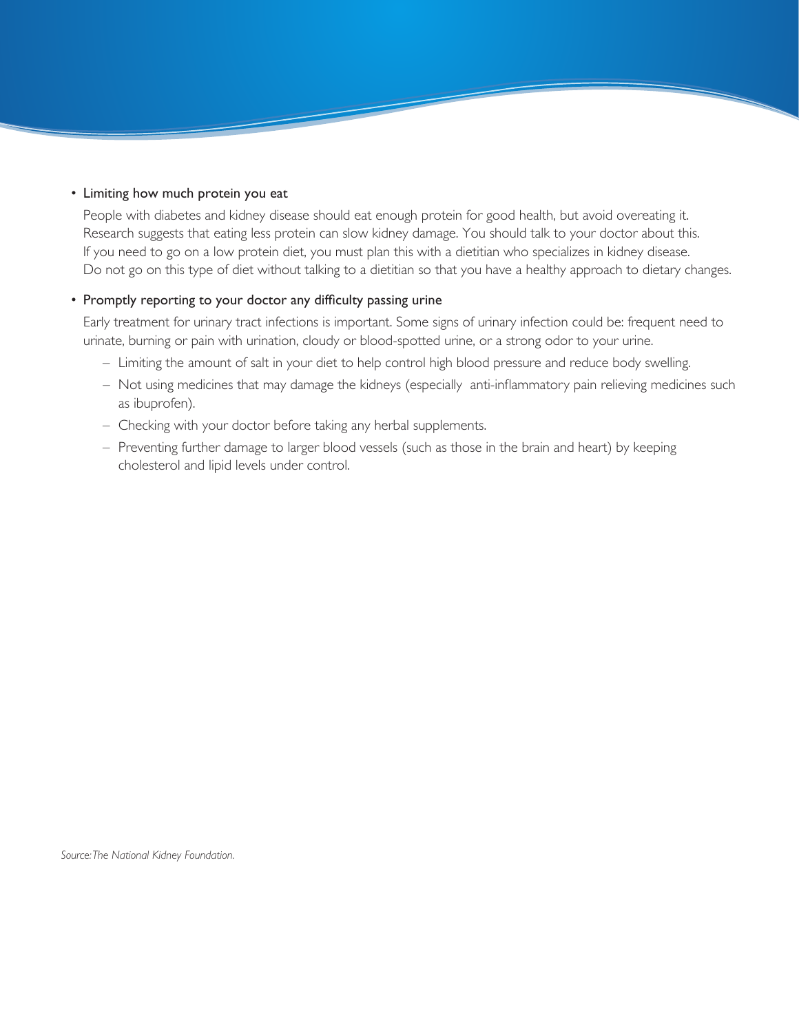- Limiting how much protein you eat

  People with diabetes and kidney disease should eat enough protein for good health, but avoid overeating it. Research suggests that eating less protein can slow kidney damage. You should talk to your doctor about this. If you need to go on a low protein diet, you must plan this with a dietitian who specializes in kidney disease. Do not go on this type of diet without talking to a dietitian so that you have a healthy approach to dietary changes.

- Promptly reporting to your doctor any difficulty passing urine

  Early treatment for urinary tract infections is important. Some signs of urinary infection could be: frequent need to urinate, burning or pain with urination, cloudy or blood-spotted urine, or a strong odor to your urine.

  - Limiting the amount of salt in your diet to help control high blood pressure and reduce body swelling.
  - Not using medicines that may damage the kidneys (especially anti-inflammatory pain relieving medicines such as ibuprofen).
  - Checking with your doctor before taking any herbal supplements.
  - Preventing further damage to larger blood vessels (such as those in the brain and heart) by keeping cholesterol and lipid levels under control.

*Source: The National Kidney Foundation.*